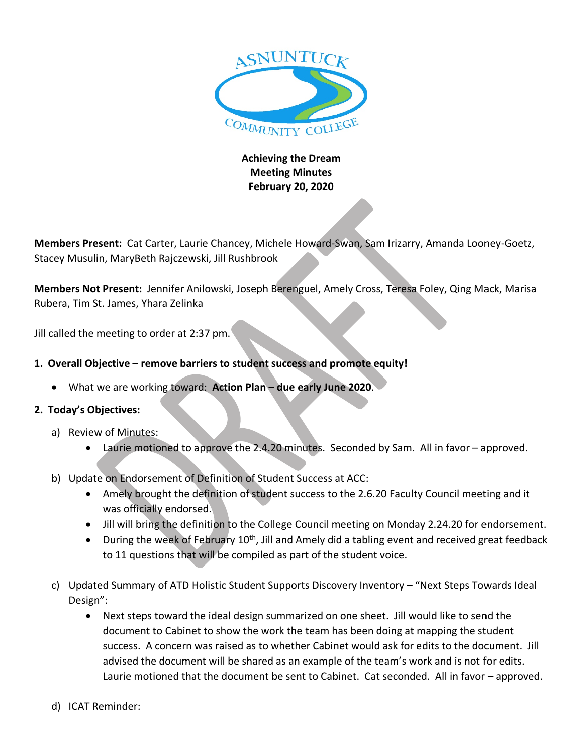**Achieving the Dream**
**Meeting Minutes**
**February 20, 2020**

**Members Present:** Cat Carter, Laurie Chancey, Michele Howard-Swan, Sam Irizarry, Amanda Looney-Goetz, Stacey Musulin, MaryBeth Rajczewski, Jill Rushbrook

**Members Not Present:** Jennifer Anilowski, Joseph Berenguel, Amely Cross, Teresa Foley, Qing Mack, Marisa Rubera, Tim St. James, Yhara Zelinka

Jill called the meeting to order at 2:37 pm.

**1. Overall Objective – remove barriers to student success and promote equity!**

- What we are working toward: **Action Plan – due early June 2020**.

**2. Today's Objectives:**

a) Review of Minutes:
   - Laurie motioned to approve the 2.4.20 minutes. Seconded by Sam. All in favor – approved.

b) Update on Endorsement of Definition of Student Success at ACC:
   - Amely brought the definition of student success to the 2.6.20 Faculty Council meeting and it was officially endorsed.
   - Jill will bring the definition to the College Council meeting on Monday 2.24.20 for endorsement.
   - During the week of February 10th, Jill and Amely did a tabling event and received great feedback to 11 questions that will be compiled as part of the student voice.

c) Updated Summary of ATD Holistic Student Supports Discovery Inventory – "Next Steps Towards Ideal Design":
   - Next steps toward the ideal design summarized on one sheet. Jill would like to send the document to Cabinet to show the work the team has been doing at mapping the student success. A concern was raised as to whether Cabinet would ask for edits to the document. Jill advised the document will be shared as an example of the team's work and is not for edits. Laurie motioned that the document be sent to Cabinet. Cat seconded. All in favor – approved.

d) ICAT Reminder: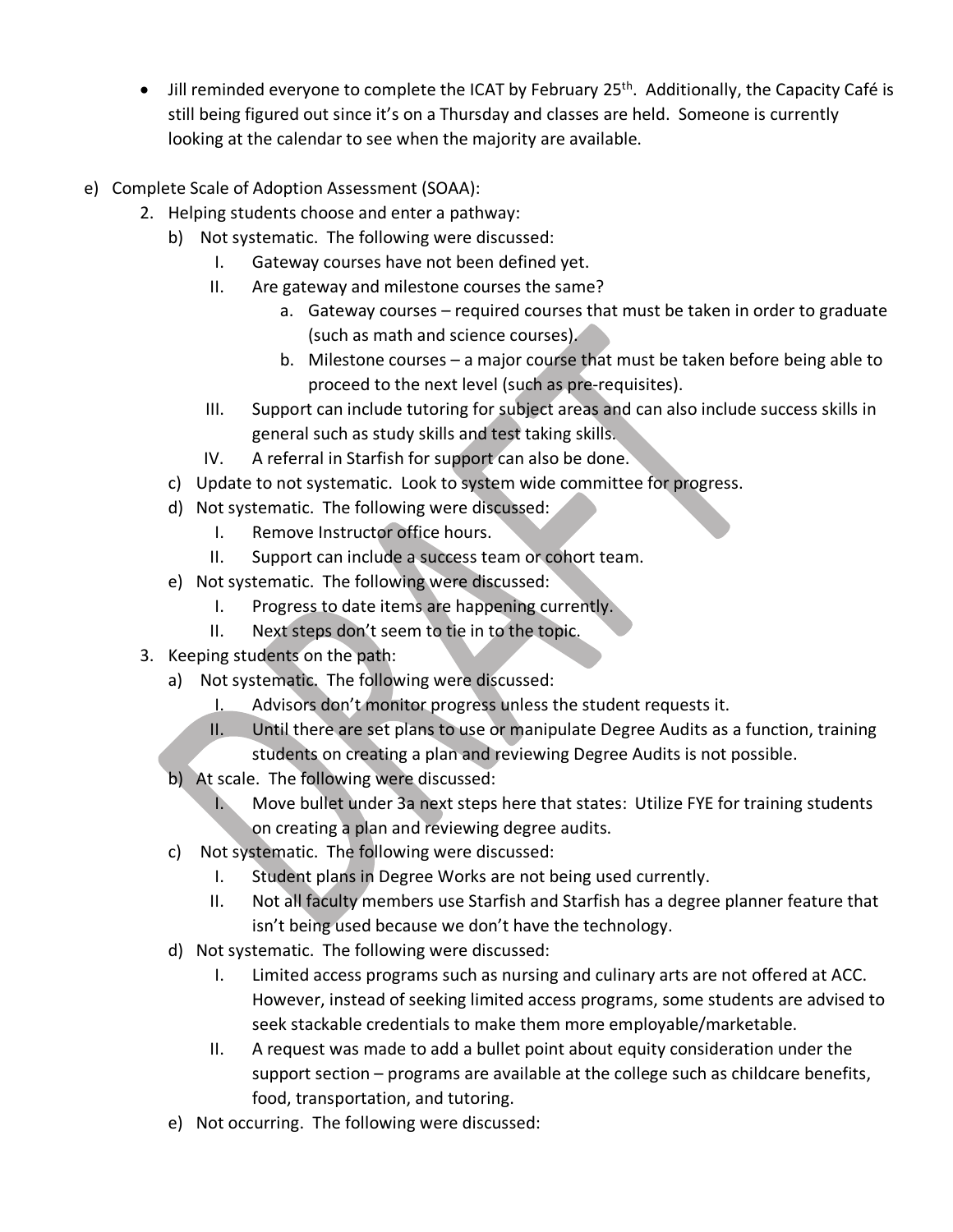- Jill reminded everyone to complete the ICAT by February 25th. Additionally, the Capacity Café is still being figured out since it's on a Thursday and classes are held. Someone is currently looking at the calendar to see when the majority are available.

e) Complete Scale of Adoption Assessment (SOAA):

   2. Helping students choose and enter a pathway:
      b) Not systematic. The following were discussed:
         I. Gateway courses have not been defined yet.
         II. Are gateway and milestone courses the same?
            a. Gateway courses – required courses that must be taken in order to graduate (such as math and science courses).
            b. Milestone courses – a major course that must be taken before being able to proceed to the next level (such as pre-requisites).
         III. Support can include tutoring for subject areas and can also include success skills in general such as study skills and test taking skills.
         IV. A referral in Starfish for support can also be done.
      c) Update to not systematic. Look to system wide committee for progress.
      d) Not systematic. The following were discussed:
         I. Remove Instructor office hours.
         II. Support can include a success team or cohort team.
      e) Not systematic. The following were discussed:
         I. Progress to date items are happening currently.
         II. Next steps don't seem to tie in to the topic.
   3. Keeping students on the path:
      a) Not systematic. The following were discussed:
         I. Advisors don't monitor progress unless the student requests it.
         II. Until there are set plans to use or manipulate Degree Audits as a function, training students on creating a plan and reviewing Degree Audits is not possible.
      b) At scale. The following were discussed:
         I. Move bullet under 3a next steps here that states: Utilize FYE for training students on creating a plan and reviewing degree audits.
      c) Not systematic. The following were discussed:
         I. Student plans in Degree Works are not being used currently.
         II. Not all faculty members use Starfish and Starfish has a degree planner feature that isn't being used because we don't have the technology.
      d) Not systematic. The following were discussed:
         I. Limited access programs such as nursing and culinary arts are not offered at ACC. However, instead of seeking limited access programs, some students are advised to seek stackable credentials to make them more employable/marketable.
         II. A request was made to add a bullet point about equity consideration under the support section – programs are available at the college such as childcare benefits, food, transportation, and tutoring.
      e) Not occurring. The following were discussed: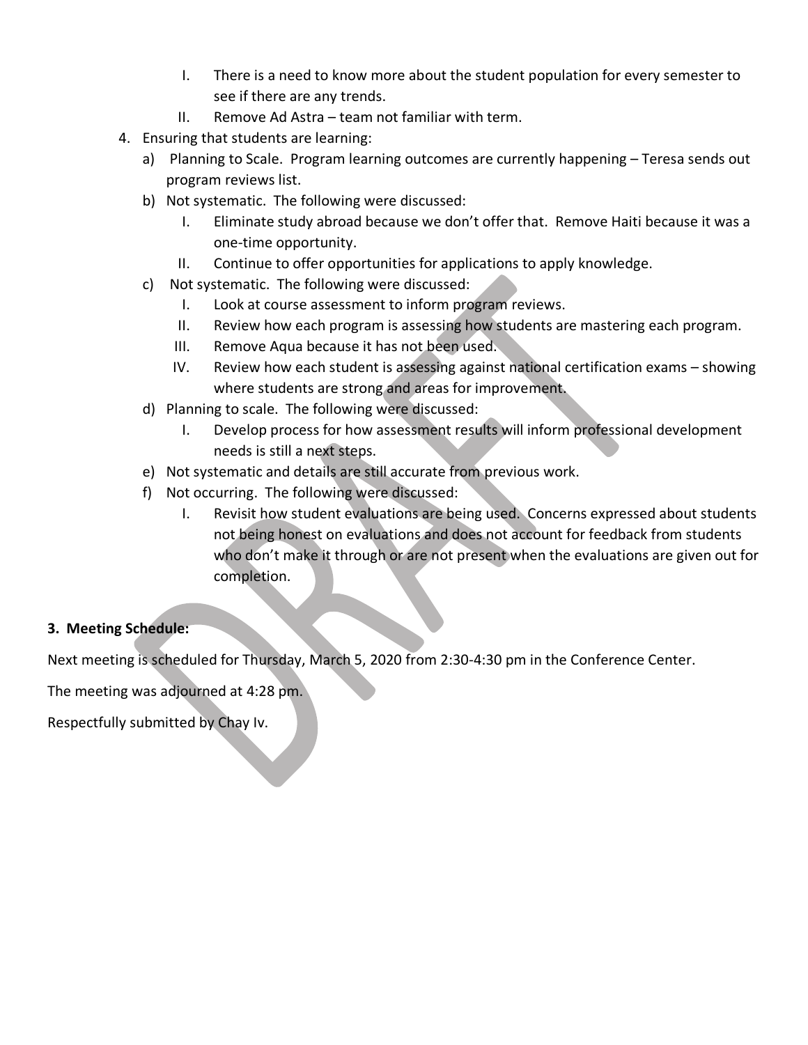I. There is a need to know more about the student population for every semester to see if there are any trends.
   II. Remove Ad Astra – team not familiar with term.

4. Ensuring that students are learning:
   a) Planning to Scale. Program learning outcomes are currently happening – Teresa sends out program reviews list.
   b) Not systematic. The following were discussed:
      I. Eliminate study abroad because we don't offer that. Remove Haiti because it was a one-time opportunity.
      II. Continue to offer opportunities for applications to apply knowledge.
   c) Not systematic. The following were discussed:
      I. Look at course assessment to inform program reviews.
      II. Review how each program is assessing how students are mastering each program.
      III. Remove Aqua because it has not been used.
      IV. Review how each student is assessing against national certification exams – showing where students are strong and areas for improvement.
   d) Planning to scale. The following were discussed:
      I. Develop process for how assessment results will inform professional development needs is still a next steps.
   e) Not systematic and details are still accurate from previous work.
   f) Not occurring. The following were discussed:
      I. Revisit how student evaluations are being used. Concerns expressed about students not being honest on evaluations and does not account for feedback from students who don't make it through or are not present when the evaluations are given out for completion.

**3. Meeting Schedule:**

Next meeting is scheduled for Thursday, March 5, 2020 from 2:30-4:30 pm in the Conference Center.

The meeting was adjourned at 4:28 pm.

Respectfully submitted by Chay Iv.